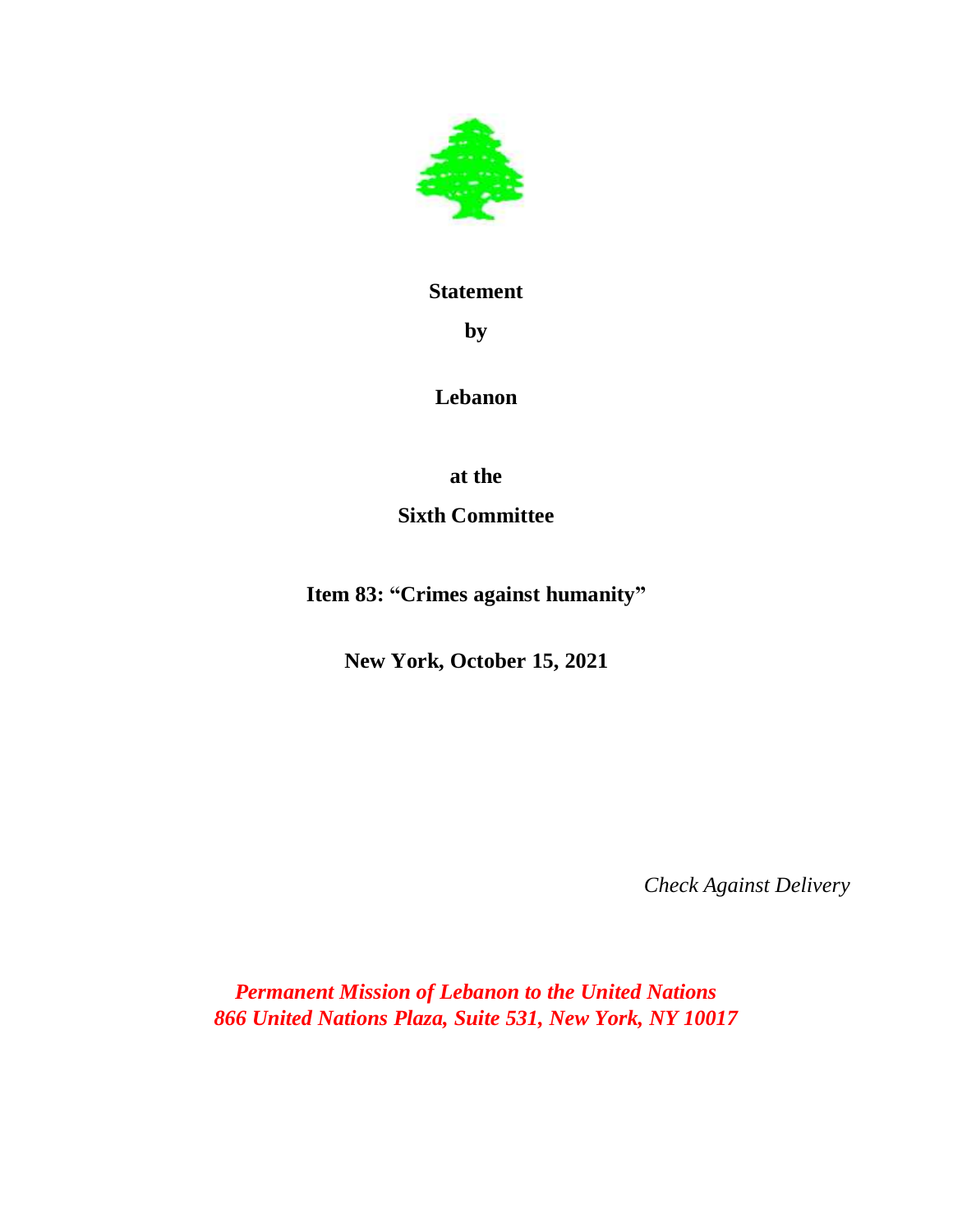**Statement**

**by**

**Lebanon**

**at the**

**Sixth Committee**

**Item 83: "Crimes against humanity"**

**New York, October 15, 2021**

*Check Against Delivery*

***Permanent Mission of Lebanon to the United Nations***
***866 United Nations Plaza, Suite 531, New York, NY 10017***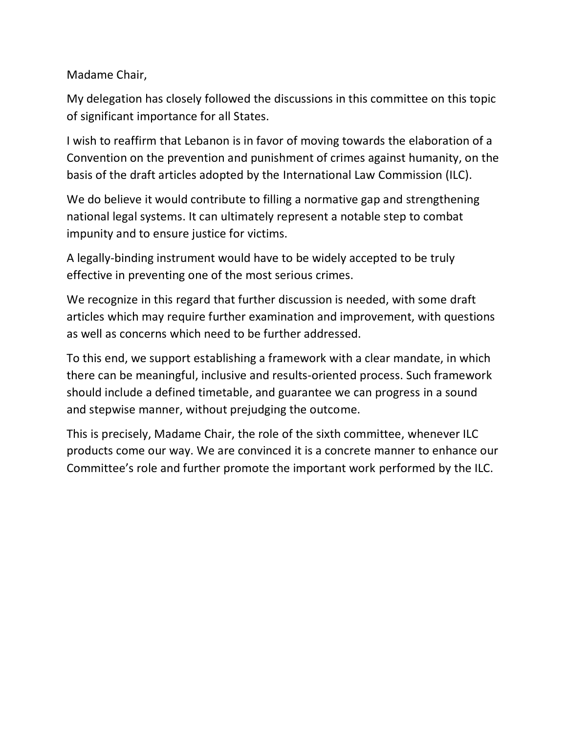Madame Chair,

My delegation has closely followed the discussions in this committee on this topic of significant importance for all States.

I wish to reaffirm that Lebanon is in favor of moving towards the elaboration of a Convention on the prevention and punishment of crimes against humanity, on the basis of the draft articles adopted by the International Law Commission (ILC).

We do believe it would contribute to filling a normative gap and strengthening national legal systems. It can ultimately represent a notable step to combat impunity and to ensure justice for victims.

A legally-binding instrument would have to be widely accepted to be truly effective in preventing one of the most serious crimes.

We recognize in this regard that further discussion is needed, with some draft articles which may require further examination and improvement, with questions as well as concerns which need to be further addressed.

To this end, we support establishing a framework with a clear mandate, in which there can be meaningful, inclusive and results-oriented process. Such framework should include a defined timetable, and guarantee we can progress in a sound and stepwise manner, without prejudging the outcome.

This is precisely, Madame Chair, the role of the sixth committee, whenever ILC products come our way. We are convinced it is a concrete manner to enhance our Committee's role and further promote the important work performed by the ILC.